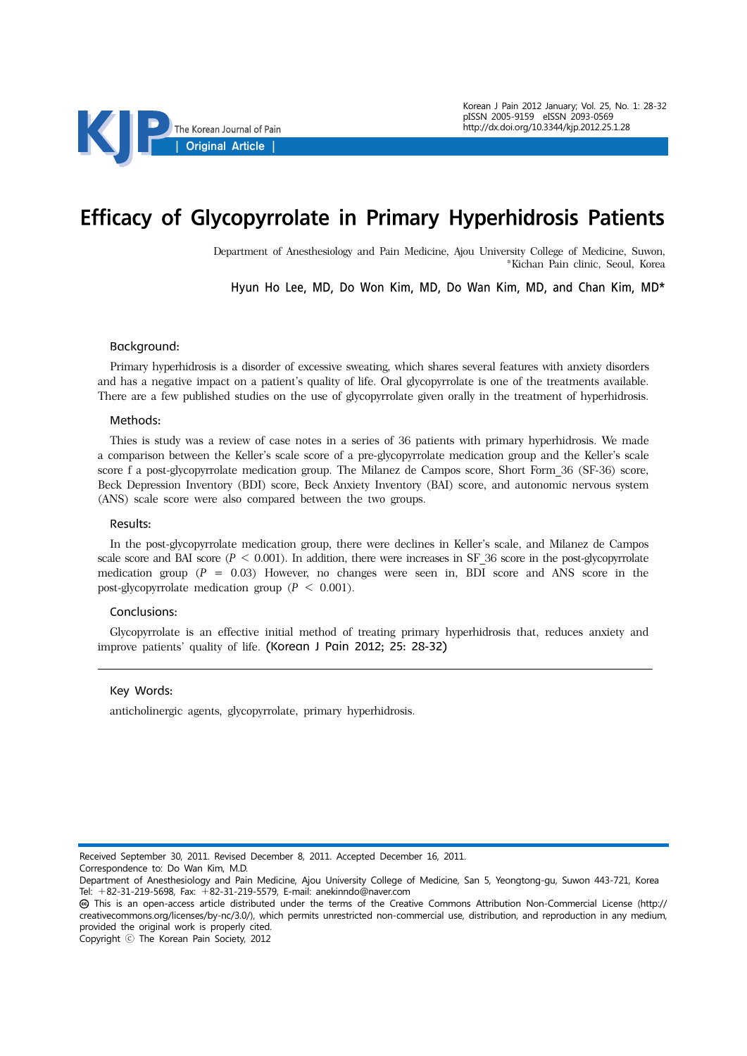# Efficacy of Glycopyrrolate in Primary Hyperhidrosis Patients

Department of Anesthesiology and Pain Medicine, Ajou University College of Medicine, Suwon,
*Kichan Pain clinic, Seoul, Korea

**Hyun Ho Lee, MD, Do Won Kim, MD, Do Wan Kim, MD, and Chan Kim, MD***

### Background:

Primary hyperhidrosis is a disorder of excessive sweating, which shares several features with anxiety disorders and has a negative impact on a patient's quality of life. Oral glycopyrrolate is one of the treatments available. There are a few published studies on the use of glycopyrrolate given orally in the treatment of hyperhidrosis.

### Methods:

Thies is study was a review of case notes in a series of 36 patients with primary hyperhidrosis. We made a comparison between the Keller's scale score of a pre-glycopyrrolate medication group and the Keller's scale score f a post-glycopyrrolate medication group. The Milanez de Campos score, Short Form_36 (SF-36) score, Beck Depression Inventory (BDI) score, Beck Anxiety Inventory (BAI) score, and autonomic nervous system (ANS) scale score were also compared between the two groups.

### Results:

In the post-glycopyrrolate medication group, there were declines in Keller's scale, and Milanez de Campos scale score and BAI score ($P < 0.001$). In addition, there were increases in SF_36 score in the post-glycopyrrolate medication group ($P = 0.03$) However, no changes were seen in, BDI score and ANS score in the post-glycopyrrolate medication group ($P < 0.001$).

### Conclusions:

Glycopyrrolate is an effective initial method of treating primary hyperhidrosis that, reduces anxiety and improve patients' quality of life. (Korean J Pain 2012; 25: 28-32)

### Key Words:

anticholinergic agents, glycopyrrolate, primary hyperhidrosis.

---

Received September 30, 2011. Revised December 8, 2011. Accepted December 16, 2011.
Correspondence to: Do Wan Kim, M.D.
Department of Anesthesiology and Pain Medicine, Ajou University College of Medicine, San 5, Yeongtong-gu, Suwon 443-721, Korea
Tel: +82-31-219-5698, Fax: +82-31-219-5579, E-mail: anekinndo@naver.com
This is an open-access article distributed under the terms of the Creative Commons Attribution Non-Commercial License (http://creativecommons.org/licenses/by-nc/3.0/), which permits unrestricted non-commercial use, distribution, and reproduction in any medium, provided the original work is properly cited.
Copyright ⓒ The Korean Pain Society, 2012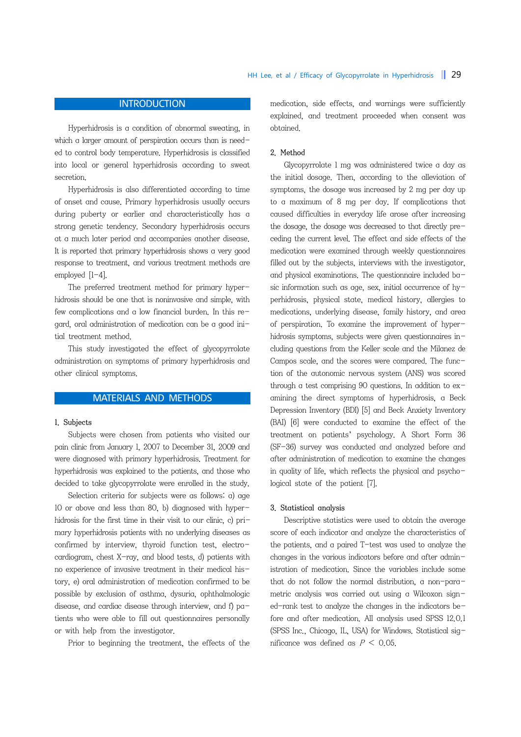## INTRODUCTION

Hyperhidrosis is a condition of abnormal sweating, in which a larger amount of perspiration occurs than is needed to control body temperature. Hyperhidrosis is classified into local or general hyperhidrosis according to sweat secretion.

Hyperhidrosis is also differentiated according to time of onset and cause. Primary hyperhidrosis usually occurs during puberty or earlier and characteristically has a strong genetic tendency. Secondary hyperhidrosis occurs at a much later period and accompanies another disease. It is reported that primary hyperhidrosis shows a very good response to treatment, and various treatment methods are employed [1–4].

The preferred treatment method for primary hyperhidrosis should be one that is noninvasive and simple, with few complications and a low financial burden. In this regard, oral administration of medication can be a good initial treatment method.

This study investigated the effect of glycopyrrolate administration on symptoms of primary hyperhidrosis and other clinical symptoms.

## MATERIALS AND METHODS

### 1. Subjects

Subjects were chosen from patients who visited our pain clinic from January 1, 2007 to December 31, 2009 and were diagnosed with primary hyperhidrosis. Treatment for hyperhidrosis was explained to the patients, and those who decided to take glycopyrrolate were enrolled in the study.

Selection criteria for subjects were as follows: a) age 10 or above and less than 80, b) diagnosed with hyperhidrosis for the first time in their visit to our clinic, c) primary hyperhidrosis patients with no underlying diseases as confirmed by interview, thyroid function test, electrocardiogram, chest X-ray, and blood tests, d) patients with no experience of invasive treatment in their medical history, e) oral administration of medication confirmed to be possible by exclusion of asthma, dysuria, ophthalmologic disease, and cardiac disease through interview, and f) patients who were able to fill out questionnaires personally or with help from the investigator.

Prior to beginning the treatment, the effects of the medication, side effects, and warnings were sufficiently explained, and treatment proceeded when consent was obtained.

### 2. Method

Glycopyrrolate 1 mg was administered twice a day as the initial dosage. Then, according to the alleviation of symptoms, the dosage was increased by 2 mg per day up to a maximum of 8 mg per day. If complications that caused difficulties in everyday life arose after increasing the dosage, the dosage was decreased to that directly preceding the current level. The effect and side effects of the medication were examined through weekly questionnaires filled out by the subjects, interviews with the investigator, and physical examinations. The questionnaire included basic information such as age, sex, initial occurrence of hyperhidrosis, physical state, medical history, allergies to medications, underlying disease, family history, and area of perspiration. To examine the improvement of hyperhidrosis symptoms, subjects were given questionnaires including questions from the Keller scale and the Milanez de Campos scale, and the scores were compared. The function of the autonomic nervous system (ANS) was scored through a test comprising 90 questions. In addition to examining the direct symptoms of hyperhidrosis, a Beck Depression Inventory (BDI) [5] and Beck Anxiety Inventory (BAI) [6] were conducted to examine the effect of the treatment on patients' psychology. A Short Form 36 (SF-36) survey was conducted and analyzed before and after administration of medication to examine the changes in quality of life, which reflects the physical and psychological state of the patient [7].

### 3. Statistical analysis

Descriptive statistics were used to obtain the average score of each indicator and analyze the characteristics of the patients, and a paired T-test was used to analyze the changes in the various indicators before and after administration of medication. Since the variables include some that do not follow the normal distribution, a non-parametric analysis was carried out using a Wilcoxon signed-rank test to analyze the changes in the indicators before and after medication. All analysis used SPSS 12.0.1 (SPSS Inc., Chicago, IL, USA) for Windows. Statistical significance was defined as $P < 0.05$.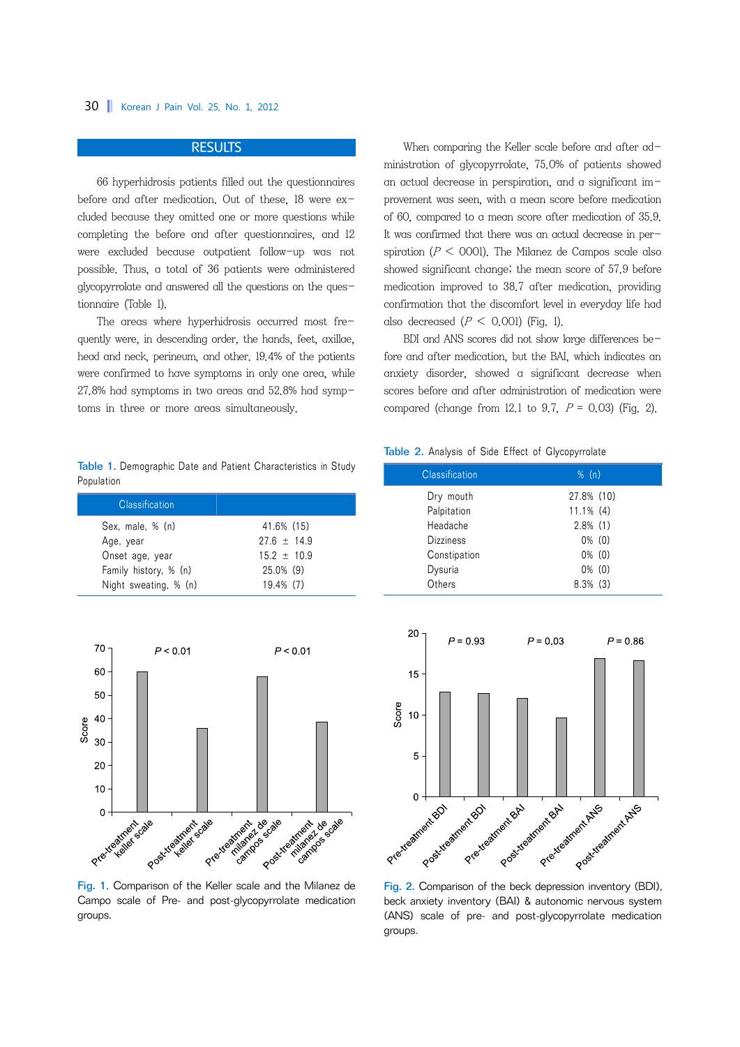## RESULTS

66 hyperhidrosis patients filled out the questionnaires before and after medication. Out of these, 18 were excluded because they omitted one or more questions while completing the before and after questionnaires, and 12 were excluded because outpatient follow-up was not possible. Thus, a total of 36 patients were administered glycopyrrolate and answered all the questions on the questionnaire (Table 1).

The areas where hyperhidrosis occurred most frequently were, in descending order, the hands, feet, axillae, head and neck, perineum, and other. 19.4% of the patients were confirmed to have symptoms in only one area, while 27.8% had symptoms in two areas and 52.8% had symptoms in three or more areas simultaneously.

When comparing the Keller scale before and after administration of glycopyrrolate, 75.0% of patients showed an actual decrease in perspiration, and a significant improvement was seen, with a mean score before medication of 60, compared to a mean score after medication of 35.9. It was confirmed that there was an actual decrease in perspiration ($P$ < 0001). The Milanez de Campos scale also showed significant change; the mean score of 57.9 before medication improved to 38.7 after medication, providing confirmation that the discomfort level in everyday life had also decreased ($P$ < 0.001) (Fig. 1).

BDI and ANS scores did not show large differences before and after medication, but the BAI, which indicates an anxiety disorder, showed a significant decrease when scores before and after administration of medication were compared (change from 12.1 to 9.7, $P$ = 0.03) (Fig. 2).

Table 1. Demographic Date and Patient Characteristics in Study Population

| Classification | |
|---|---|
| Sex, male, % (n) | 41.6% (15) |
| Age, year | 27.6 ± 14.9 |
| Onset age, year | 15.2 ± 10.9 |
| Family history, % (n) | 25.0% (9) |
| Night sweating, % (n) | 19.4% (7) |

Table 2. Analysis of Side Effect of Glycopyrrolate

| Classification | % (n) |
|---|---|
| Dry mouth | 27.8% (10) |
| Palpitation | 11.1% (4) |
| Headache | 2.8% (1) |
| Dizziness | 0% (0) |
| Constipation | 0% (0) |
| Dysuria | 0% (0) |
| Others | 8.3% (3) |

Fig. 1. Comparison of the Keller scale and the Milanez de Campo scale of Pre- and post-glycopyrrolate medication groups.

Fig. 2. Comparison of the beck depression inventory (BDI), beck anxiety inventory (BAI) & autonomic nervous system (ANS) scale of pre- and post-glycopyrrolate medication groups.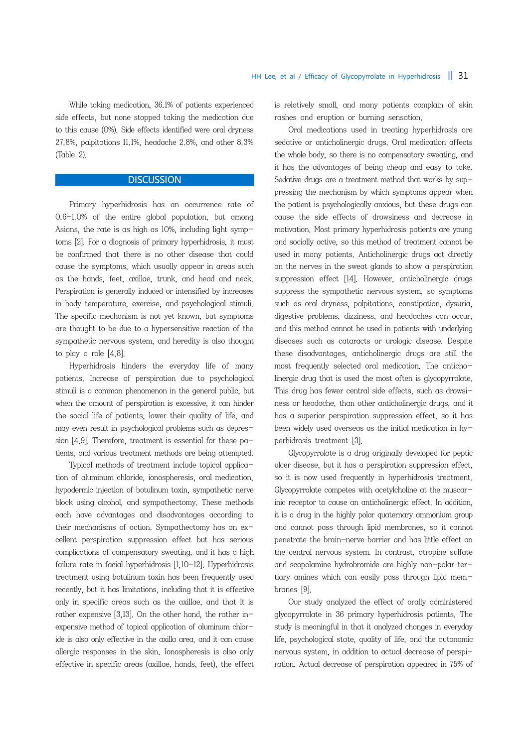While taking medication, 36.1% of patients experienced side effects, but none stopped taking the medication due to this cause (0%). Side effects identified were oral dryness 27.8%, palpitations 11.1%, headache 2.8%, and other 8.3% (Table 2).

## DISCUSSION

Primary hyperhidrosis has an occurrence rate of 0.6–1.0% of the entire global population, but among Asians, the rate is as high as 10%, including light symptoms [2]. For a diagnosis of primary hyperhidrosis, it must be confirmed that there is no other disease that could cause the symptoms, which usually appear in areas such as the hands, feet, axillae, trunk, and head and neck. Perspiration is generally induced or intensified by increases in body temperature, exercise, and psychological stimuli. The specific mechanism is not yet known, but symptoms are thought to be due to a hypersensitive reaction of the sympathetic nervous system, and heredity is also thought to play a role [4,8].

Hyperhidrosis hinders the everyday life of many patients. Increase of perspiration due to psychological stimuli is a common phenomenon in the general public, but when the amount of perspiration is excessive, it can hinder the social life of patients, lower their quality of life, and may even result in psychological problems such as depression [4,9]. Therefore, treatment is essential for these patients, and various treatment methods are being attempted.

Typical methods of treatment include topical application of aluminum chloride, ionospheresis, oral medication, hypodermic injection of botulinum toxin, sympathetic nerve block using alcohol, and sympathectomy. These methods each have advantages and disadvantages according to their mechanisms of action. Sympathectomy has an excellent perspiration suppression effect but has serious complications of compensatory sweating, and it has a high failure rate in facial hyperhidrosis [1,10–12]. Hyperhidrosis treatment using botulinum toxin has been frequently used recently, but it has limitations, including that it is effective only in specific areas such as the axillae, and that it is rather expensive [3,13]. On the other hand, the rather inexpensive method of topical application of aluminum chloride is also only effective in the axilla area, and it can cause allergic responses in the skin. Ionospheresis is also only effective in specific areas (axillae, hands, feet), the effect is relatively small, and many patients complain of skin rashes and eruption or burning sensation.

Oral medications used in treating hyperhidrosis are sedative or anticholinergic drugs. Oral medication affects the whole body, so there is no compensatory sweating, and it has the advantages of being cheap and easy to take. Sedative drugs are a treatment method that works by suppressing the mechanism by which symptoms appear when the patient is psychologically anxious, but these drugs can cause the side effects of drowsiness and decrease in motivation. Most primary hyperhidrosis patients are young and socially active, so this method of treatment cannot be used in many patients. Anticholinergic drugs act directly on the nerves in the sweat glands to show a perspiration suppression effect [14]. However, anticholinergic drugs suppress the sympathetic nervous system, so symptoms such as oral dryness, palpitations, constipation, dysuria, digestive problems, dizziness, and headaches can occur, and this method cannot be used in patients with underlying diseases such as cataracts or urologic disease. Despite these disadvantages, anticholinergic drugs are still the most frequently selected oral medication. The anticholinergic drug that is used the most often is glycopyrrolate. This drug has fewer central side effects, such as drowsiness or headache, than other anticholinergic drugs, and it has a superior perspiration suppression effect, so it has been widely used overseas as the initial medication in hyperhidrosis treatment [3].

Glycopyrrolate is a drug originally developed for peptic ulcer disease, but it has a perspiration suppression effect, so it is now used frequently in hyperhidrosis treatment. Glycopyrrolate competes with acetylcholine at the muscarinic receptor to cause an anticholinergic effect. In addition, it is a drug in the highly polar quaternary ammonium group and cannot pass through lipid membranes, so it cannot penetrate the brain-nerve barrier and has little effect on the central nervous system. In contrast, atropine sulfate and scopolamine hydrobromide are highly non-polar tertiary amines which can easily pass through lipid membranes [9].

Our study analyzed the effect of orally administered glycopyrrolate in 36 primary hyperhidrosis patients. The study is meaningful in that it analyzed changes in everyday life, psychological state, quality of life, and the autonomic nervous system, in addition to actual decrease of perspiration. Actual decrease of perspiration appeared in 75% of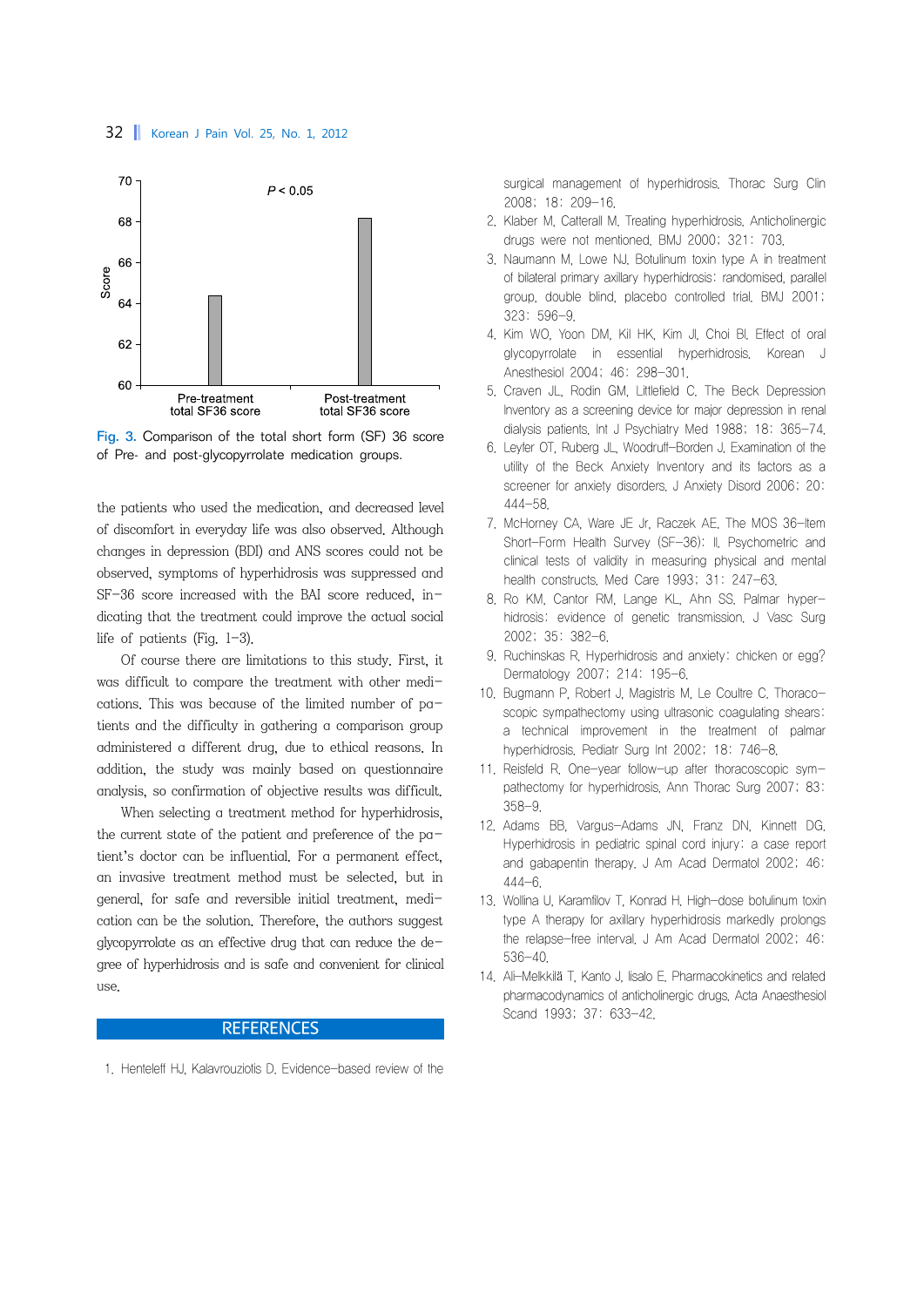70
68
66
64
62
60
Score
*P* < 0.05
Pre-treatment
total SF36 score
Post-treatment
total SF36 score

Fig. 3. Comparison of the total short form (SF) 36 score of Pre- and post-glycopyrrolate medication groups.

the patients who used the medication, and decreased level of discomfort in everyday life was also observed. Although changes in depression (BDI) and ANS scores could not be observed, symptoms of hyperhidrosis was suppressed and SF-36 score increased with the BAI score reduced, indicating that the treatment could improve the actual social life of patients (Fig. 1-3).

Of course there are limitations to this study. First, it was difficult to compare the treatment with other medications. This was because of the limited number of patients and the difficulty in gathering a comparison group administered a different drug, due to ethical reasons. In addition, the study was mainly based on questionnaire analysis, so confirmation of objective results was difficult.

When selecting a treatment method for hyperhidrosis, the current state of the patient and preference of the patient's doctor can be influential. For a permanent effect, an invasive treatment method must be selected, but in general, for safe and reversible initial treatment, medication can be the solution. Therefore, the authors suggest glycopyrrolate as an effective drug that can reduce the degree of hyperhidrosis and is safe and convenient for clinical use.

## REFERENCES

1. Henteleff HJ, Kalavrouziotis D. Evidence-based review of the surgical management of hyperhidrosis. Thorac Surg Clin 2008; 18: 209-16.
2. Klaber M, Catterall M. Treating hyperhidrosis. Anticholinergic drugs were not mentioned. BMJ 2000; 321: 703.
3. Naumann M, Lowe NJ. Botulinum toxin type A in treatment of bilateral primary axillary hyperhidrosis: randomised, parallel group, double blind, placebo controlled trial. BMJ 2001; 323: 596-9.
4. Kim WO, Yoon DM, Kil HK, Kim JI, Choi BI. Effect of oral glycopyrrolate in essential hyperhidrosis. Korean J Anesthesiol 2004; 46: 298-301.
5. Craven JL, Rodin GM, Littlefield C. The Beck Depression Inventory as a screening device for major depression in renal dialysis patients. Int J Psychiatry Med 1988; 18: 365-74.
6. Leyfer OT, Ruberg JL, Woodruff-Borden J. Examination of the utility of the Beck Anxiety Inventory and its factors as a screener for anxiety disorders. J Anxiety Disord 2006; 20: 444-58.
7. McHorney CA, Ware JE Jr, Raczek AE. The MOS 36-Item Short-Form Health Survey (SF-36): II. Psychometric and clinical tests of validity in measuring physical and mental health constructs. Med Care 1993; 31: 247-63.
8. Ro KM, Cantor RM, Lange KL, Ahn SS. Palmar hyperhidrosis: evidence of genetic transmission. J Vasc Surg 2002; 35: 382-6.
9. Ruchinskas R. Hyperhidrosis and anxiety: chicken or egg? Dermatology 2007; 214: 195-6.
10. Bugmann P, Robert J, Magistris M, Le Coultre C. Thoracoscopic sympathectomy using ultrasonic coagulating shears: a technical improvement in the treatment of palmar hyperhidrosis. Pediatr Surg Int 2002; 18: 746-8.
11. Reisfeld R. One-year follow-up after thoracoscopic sympathectomy for hyperhidrosis. Ann Thorac Surg 2007; 83: 358-9.
12. Adams BB, Vargus-Adams JN, Franz DN, Kinnett DG. Hyperhidrosis in pediatric spinal cord injury: a case report and gabapentin therapy. J Am Acad Dermatol 2002; 46: 444-6.
13. Wollina U, Karamfilov T, Konrad H. High-dose botulinum toxin type A therapy for axillary hyperhidrosis markedly prolongs the relapse-free interval. J Am Acad Dermatol 2002; 46: 536-40.
14. Ali-Melkkilä T, Kanto J, Iisalo E. Pharmacokinetics and related pharmacodynamics of anticholinergic drugs. Acta Anaesthesiol Scand 1993; 37: 633-42.